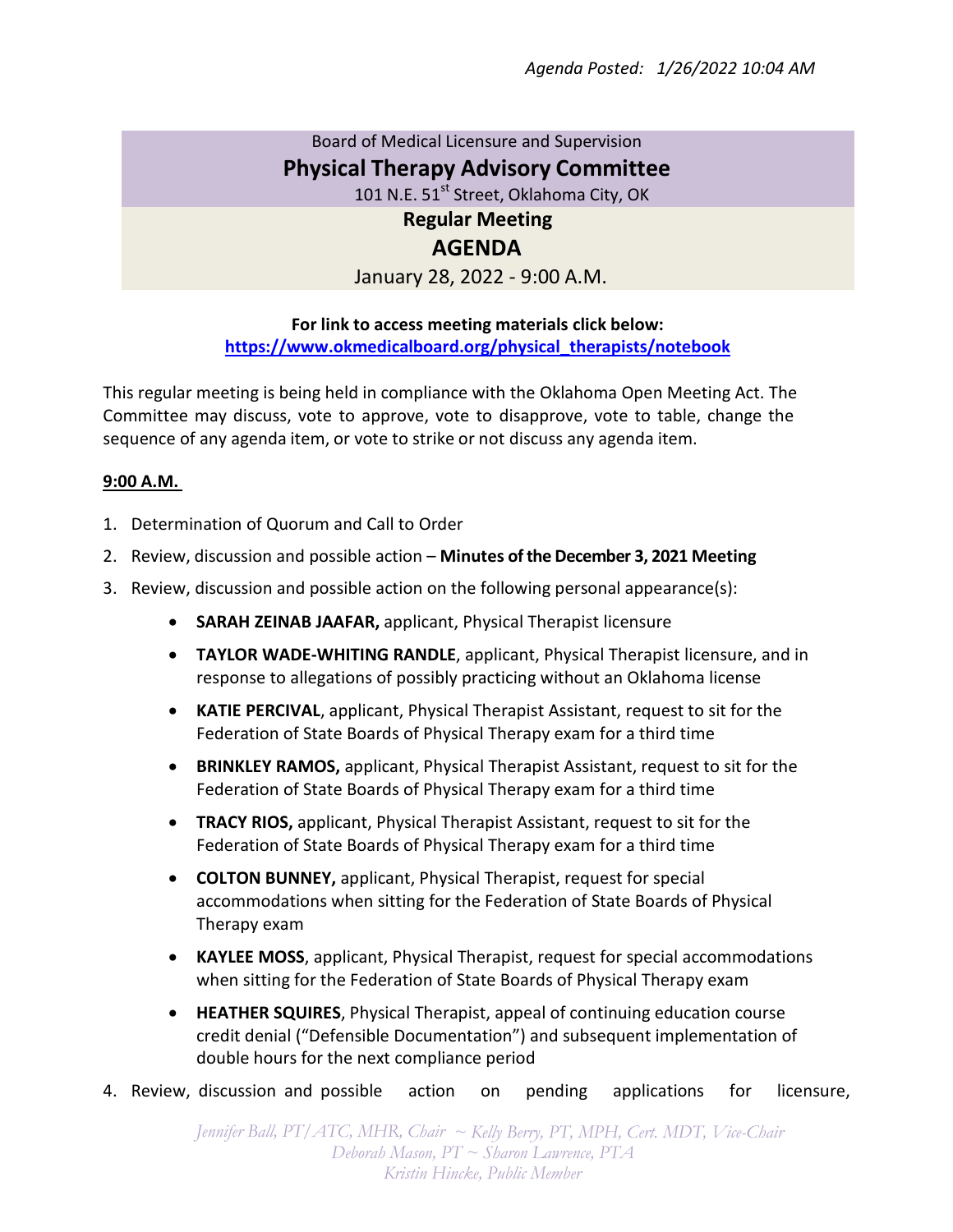*Agenda Posted: 1/26/2022 10:04 AM*

Board of Medical Licensure and Supervision

# Physical Therapy Advisory Committee

101 N.E. 51st Street, Oklahoma City, OK

## Regular Meeting

## AGENDA

January 28, 2022 - 9:00 A.M.

**For link to access meeting materials click below:**
**https://www.okmedicalboard.org/physical_therapists/notebook**

This regular meeting is being held in compliance with the Oklahoma Open Meeting Act. The Committee may discuss, vote to approve, vote to disapprove, vote to table, change the sequence of any agenda item, or vote to strike or not discuss any agenda item.

**9:00 A.M.**

1. Determination of Quorum and Call to Order
2. Review, discussion and possible action – **Minutes of the December 3, 2021 Meeting**
3. Review, discussion and possible action on the following personal appearance(s):
   - **SARAH ZEINAB JAAFAR,** applicant, Physical Therapist licensure
   - **TAYLOR WADE-WHITING RANDLE**, applicant, Physical Therapist licensure, and in response to allegations of possibly practicing without an Oklahoma license
   - **KATIE PERCIVAL**, applicant, Physical Therapist Assistant, request to sit for the Federation of State Boards of Physical Therapy exam for a third time
   - **BRINKLEY RAMOS,** applicant, Physical Therapist Assistant, request to sit for the Federation of State Boards of Physical Therapy exam for a third time
   - **TRACY RIOS,** applicant, Physical Therapist Assistant, request to sit for the Federation of State Boards of Physical Therapy exam for a third time
   - **COLTON BUNNEY,** applicant, Physical Therapist, request for special accommodations when sitting for the Federation of State Boards of Physical Therapy exam
   - **KAYLEE MOSS**, applicant, Physical Therapist, request for special accommodations when sitting for the Federation of State Boards of Physical Therapy exam
   - **HEATHER SQUIRES**, Physical Therapist, appeal of continuing education course credit denial ("Defensible Documentation") and subsequent implementation of double hours for the next compliance period
4. Review, discussion and possible action on pending applications for licensure,

*Jennifer Ball, PT/ATC, MHR, Chair ~ Kelly Berry, PT, MPH, Cert. MDT, Vice-Chair*
*Deborah Mason, PT ~ Sharon Lawrence, PTA*
*Kristin Hincke, Public Member*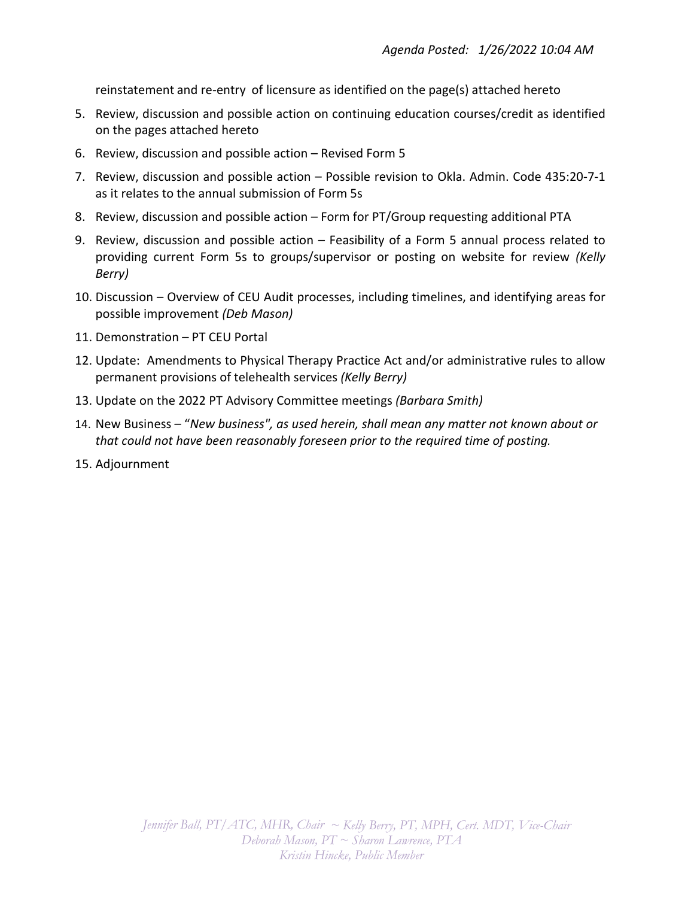reinstatement and re-entry of licensure as identified on the page(s) attached hereto

5. Review, discussion and possible action on continuing education courses/credit as identified on the pages attached hereto
6. Review, discussion and possible action – Revised Form 5
7. Review, discussion and possible action – Possible revision to Okla. Admin. Code 435:20-7-1 as it relates to the annual submission of Form 5s
8. Review, discussion and possible action – Form for PT/Group requesting additional PTA
9. Review, discussion and possible action – Feasibility of a Form 5 annual process related to providing current Form 5s to groups/supervisor or posting on website for review *(Kelly Berry)*
10. Discussion – Overview of CEU Audit processes, including timelines, and identifying areas for possible improvement *(Deb Mason)*
11. Demonstration – PT CEU Portal
12. Update: Amendments to Physical Therapy Practice Act and/or administrative rules to allow permanent provisions of telehealth services *(Kelly Berry)*
13. Update on the 2022 PT Advisory Committee meetings *(Barbara Smith)*
14. New Business – "*New business", as used herein, shall mean any matter not known about or that could not have been reasonably foreseen prior to the required time of posting.*
15. Adjournment